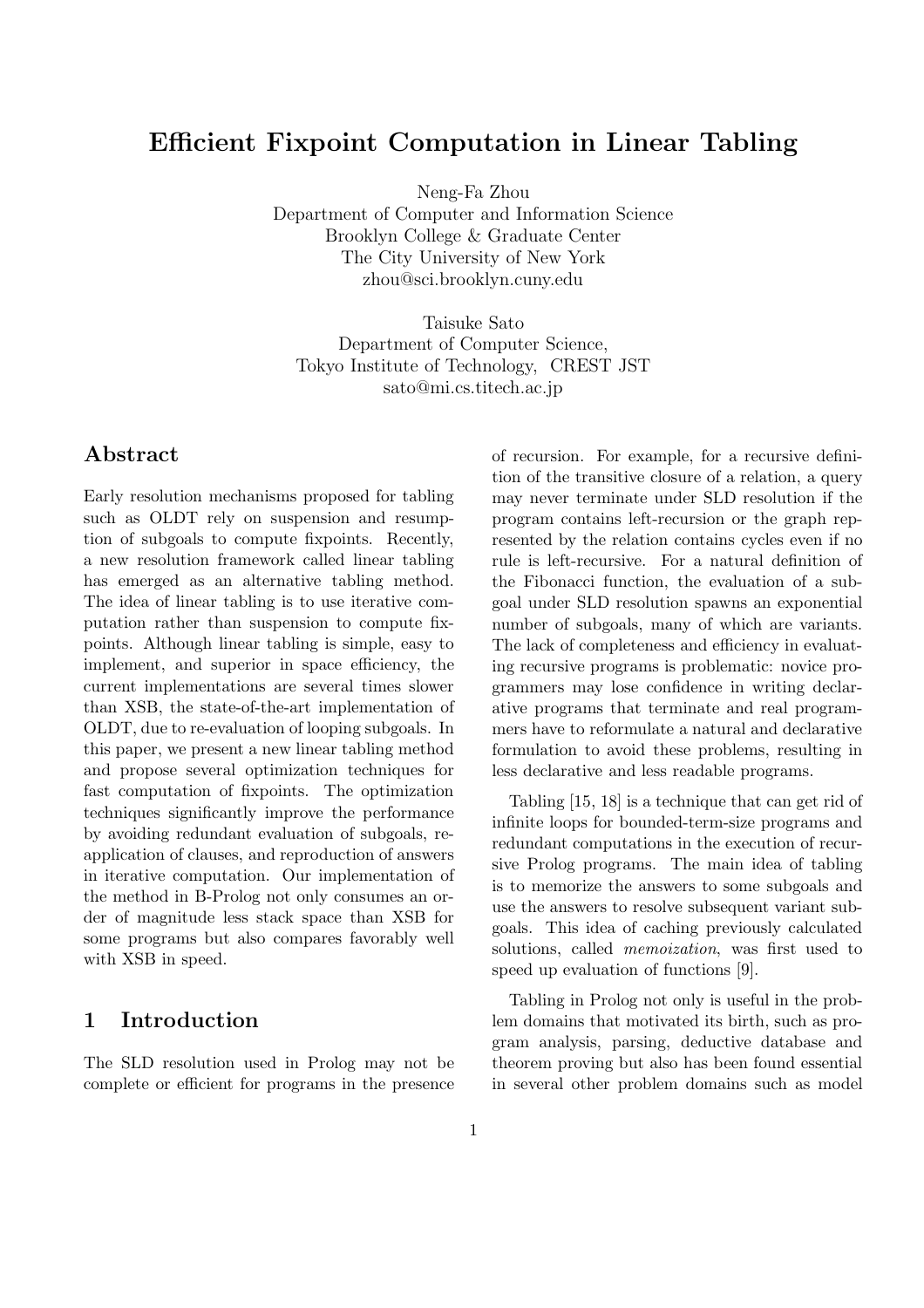# Efficient Fixpoint Computation in Linear Tabling

Neng-Fa Zhou
Department of Computer and Information Science
Brooklyn College & Graduate Center
The City University of New York
zhou@sci.brooklyn.cuny.edu

Taisuke Sato
Department of Computer Science,
Tokyo Institute of Technology, CREST JST
sato@mi.cs.titech.ac.jp

## Abstract

Early resolution mechanisms proposed for tabling such as OLDT rely on suspension and resumption of subgoals to compute fixpoints. Recently, a new resolution framework called linear tabling has emerged as an alternative tabling method. The idea of linear tabling is to use iterative computation rather than suspension to compute fixpoints. Although linear tabling is simple, easy to implement, and superior in space efficiency, the current implementations are several times slower than XSB, the state-of-the-art implementation of OLDT, due to re-evaluation of looping subgoals. In this paper, we present a new linear tabling method and propose several optimization techniques for fast computation of fixpoints. The optimization techniques significantly improve the performance by avoiding redundant evaluation of subgoals, re-application of clauses, and reproduction of answers in iterative computation. Our implementation of the method in B-Prolog not only consumes an order of magnitude less stack space than XSB for some programs but also compares favorably well with XSB in speed.

## 1 Introduction

The SLD resolution used in Prolog may not be complete or efficient for programs in the presence of recursion. For example, for a recursive definition of the transitive closure of a relation, a query may never terminate under SLD resolution if the program contains left-recursion or the graph represented by the relation contains cycles even if no rule is left-recursive. For a natural definition of the Fibonacci function, the evaluation of a subgoal under SLD resolution spawns an exponential number of subgoals, many of which are variants. The lack of completeness and efficiency in evaluating recursive programs is problematic: novice programmers may lose confidence in writing declarative programs that terminate and real programmers have to reformulate a natural and declarative formulation to avoid these problems, resulting in less declarative and less readable programs.

Tabling [15, 18] is a technique that can get rid of infinite loops for bounded-term-size programs and redundant computations in the execution of recursive Prolog programs. The main idea of tabling is to memorize the answers to some subgoals and use the answers to resolve subsequent variant subgoals. This idea of caching previously calculated solutions, called *memoization*, was first used to speed up evaluation of functions [9].

Tabling in Prolog not only is useful in the problem domains that motivated its birth, such as program analysis, parsing, deductive database and theorem proving but also has been found essential in several other problem domains such as model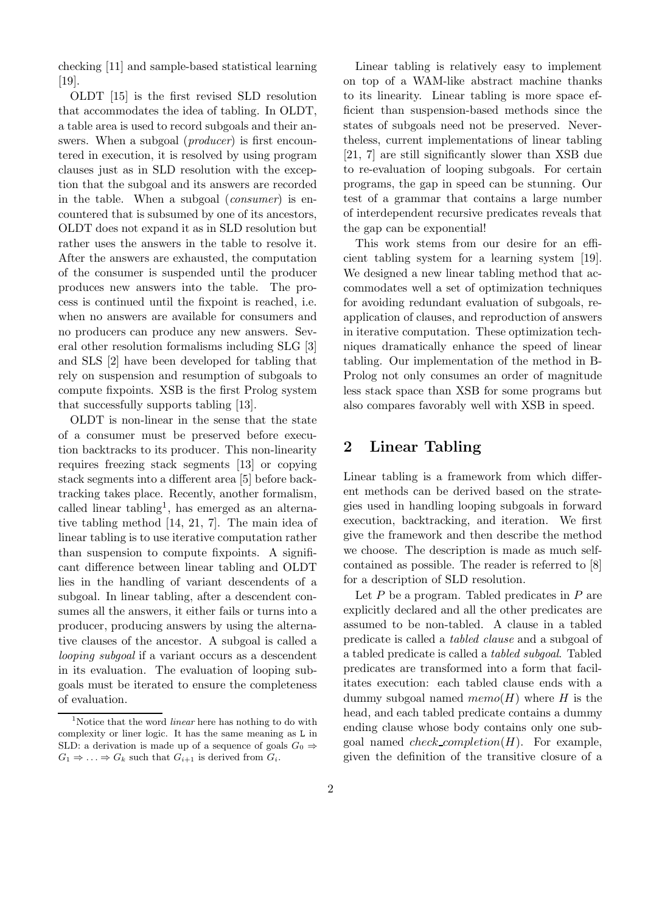checking [11] and sample-based statistical learning [19].

OLDT [15] is the first revised SLD resolution that accommodates the idea of tabling. In OLDT, a table area is used to record subgoals and their answers. When a subgoal (*producer*) is first encountered in execution, it is resolved by using program clauses just as in SLD resolution with the exception that the subgoal and its answers are recorded in the table. When a subgoal (*consumer*) is encountered that is subsumed by one of its ancestors, OLDT does not expand it as in SLD resolution but rather uses the answers in the table to resolve it. After the answers are exhausted, the computation of the consumer is suspended until the producer produces new answers into the table. The process is continued until the fixpoint is reached, i.e. when no answers are available for consumers and no producers can produce any new answers. Several other resolution formalisms including SLG [3] and SLS [2] have been developed for tabling that rely on suspension and resumption of subgoals to compute fixpoints. XSB is the first Prolog system that successfully supports tabling [13].

OLDT is non-linear in the sense that the state of a consumer must be preserved before execution backtracks to its producer. This non-linearity requires freezing stack segments [13] or copying stack segments into a different area [5] before backtracking takes place. Recently, another formalism, called linear tabling[1], has emerged as an alternative tabling method [14, 21, 7]. The main idea of linear tabling is to use iterative computation rather than suspension to compute fixpoints. A significant difference between linear tabling and OLDT lies in the handling of variant descendents of a subgoal. In linear tabling, after a descendent consumes all the answers, it either fails or turns into a producer, producing answers by using the alternative clauses of the ancestor. A subgoal is called a *looping subgoal* if a variant occurs as a descendent in its evaluation. The evaluation of looping subgoals must be iterated to ensure the completeness of evaluation.

Linear tabling is relatively easy to implement on top of a WAM-like abstract machine thanks to its linearity. Linear tabling is more space efficient than suspension-based methods since the states of subgoals need not be preserved. Nevertheless, current implementations of linear tabling [21, 7] are still significantly slower than XSB due to re-evaluation of looping subgoals. For certain programs, the gap in speed can be stunning. Our test of a grammar that contains a large number of interdependent recursive predicates reveals that the gap can be exponential!

This work stems from our desire for an efficient tabling system for a learning system [19]. We designed a new linear tabling method that accommodates well a set of optimization techniques for avoiding redundant evaluation of subgoals, reapplication of clauses, and reproduction of answers in iterative computation. These optimization techniques dramatically enhance the speed of linear tabling. Our implementation of the method in B-Prolog not only consumes an order of magnitude less stack space than XSB for some programs but also compares favorably well with XSB in speed.

## 2 Linear Tabling

Linear tabling is a framework from which different methods can be derived based on the strategies used in handling looping subgoals in forward execution, backtracking, and iteration. We first give the framework and then describe the method we choose. The description is made as much self-contained as possible. The reader is referred to [8] for a description of SLD resolution.

Let $P$ be a program. Tabled predicates in $P$ are explicitly declared and all the other predicates are assumed to be non-tabled. A clause in a tabled predicate is called a *tabled clause* and a subgoal of a tabled predicate is called a *tabled subgoal*. Tabled predicates are transformed into a form that facilitates execution: each tabled clause ends with a dummy subgoal named $memo(H)$ where $H$ is the head, and each tabled predicate contains a dummy ending clause whose body contains only one subgoal named $check\_completion(H)$. For example, given the definition of the transitive closure of a

[1]Notice that the word *linear* here has nothing to do with complexity or liner logic. It has the same meaning as L in SLD: a derivation is made up of a sequence of goals $G_0 \Rightarrow G_1 \Rightarrow \ldots \Rightarrow G_k$ such that $G_{i+1}$ is derived from $G_i$.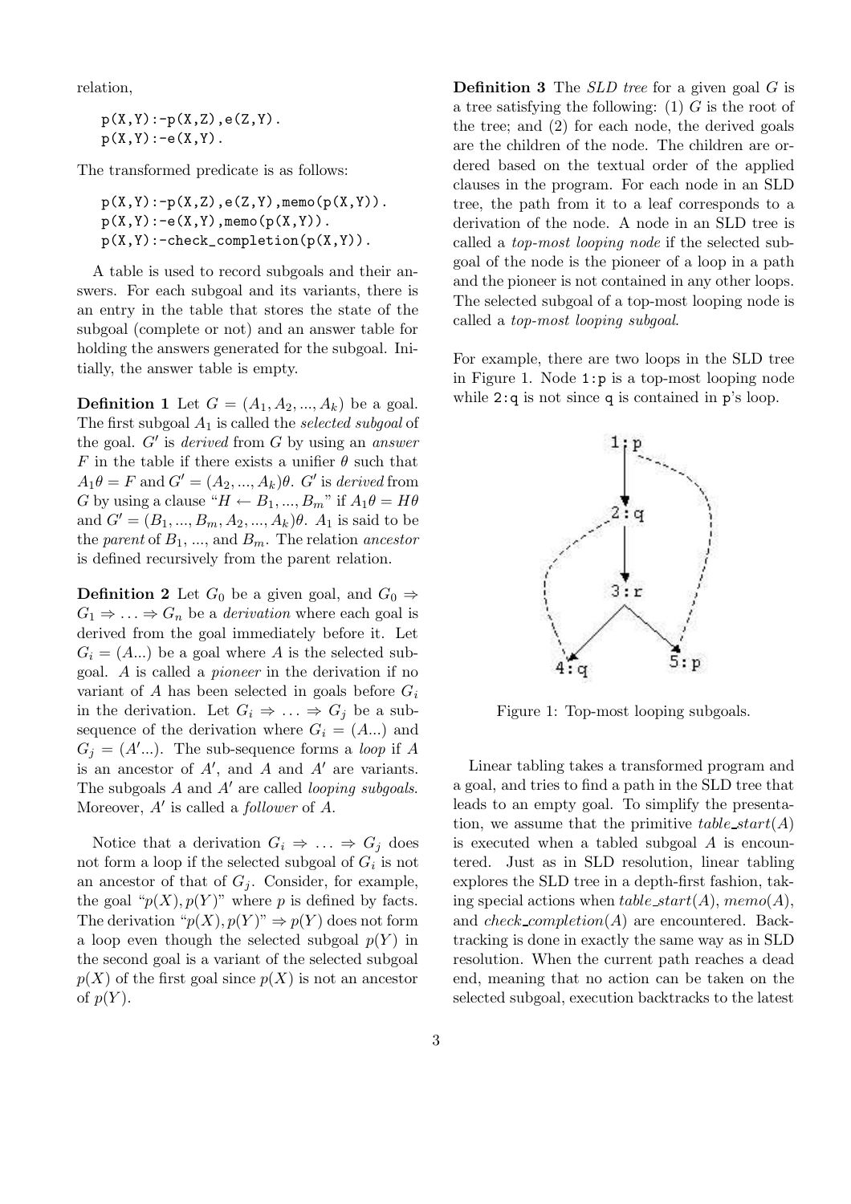relation,

```
p(X,Y):-p(X,Z),e(Z,Y).
p(X,Y):-e(X,Y).
```

The transformed predicate is as follows:

```
p(X,Y):-p(X,Z),e(Z,Y),memo(p(X,Y)).
p(X,Y):-e(X,Y),memo(p(X,Y)).
p(X,Y):-check_completion(p(X,Y)).
```

A table is used to record subgoals and their answers. For each subgoal and its variants, there is an entry in the table that stores the state of the subgoal (complete or not) and an answer table for holding the answers generated for the subgoal. Initially, the answer table is empty.

**Definition 1** Let $G = (A_1, A_2, ..., A_k)$ be a goal. The first subgoal $A_1$ is called the *selected subgoal* of the goal. $G'$ is *derived* from $G$ by using an *answer* $F$ in the table if there exists a unifier $\theta$ such that $A_1\theta = F$ and $G' = (A_2, ..., A_k)\theta$. $G'$ is *derived* from $G$ by using a clause "$H \leftarrow B_1, ..., B_m$" if $A_1\theta = H\theta$ and $G' = (B_1, ..., B_m, A_2, ..., A_k)\theta$. $A_1$ is said to be the *parent* of $B_1$, ..., and $B_m$. The relation *ancestor* is defined recursively from the parent relation.

**Definition 2** Let $G_0$ be a given goal, and $G_0 \Rightarrow G_1 \Rightarrow \ldots \Rightarrow G_n$ be a *derivation* where each goal is derived from the goal immediately before it. Let $G_i = (A...)$ be a goal where $A$ is the selected subgoal. $A$ is called a *pioneer* in the derivation if no variant of $A$ has been selected in goals before $G_i$ in the derivation. Let $G_i \Rightarrow \ldots \Rightarrow G_j$ be a subsequence of the derivation where $G_i = (A...)$ and $G_j = (A'...)$. The sub-sequence forms a *loop* if $A$ is an ancestor of $A'$, and $A$ and $A'$ are variants. The subgoals $A$ and $A'$ are called *looping subgoals*. Moreover, $A'$ is called a *follower* of $A$.

Notice that a derivation $G_i \Rightarrow \ldots \Rightarrow G_j$ does not form a loop if the selected subgoal of $G_i$ is not an ancestor of that of $G_j$. Consider, for example, the goal "$p(X), p(Y)$" where $p$ is defined by facts. The derivation "$p(X), p(Y)$" $\Rightarrow p(Y)$ does not form a loop even though the selected subgoal $p(Y)$ in the second goal is a variant of the selected subgoal $p(X)$ of the first goal since $p(X)$ is not an ancestor of $p(Y)$.

**Definition 3** The *SLD tree* for a given goal $G$ is a tree satisfying the following: (1) $G$ is the root of the tree; and (2) for each node, the derived goals are the children of the node. The children are ordered based on the textual order of the applied clauses in the program. For each node in an SLD tree, the path from it to a leaf corresponds to a derivation of the node. A node in an SLD tree is called a *top-most looping node* if the selected subgoal of the node is the pioneer of a loop in a path and the pioneer is not contained in any other loops. The selected subgoal of a top-most looping node is called a *top-most looping subgoal*.

For example, there are two loops in the SLD tree in Figure 1. Node `1:p` is a top-most looping node while `2:q` is not since `q` is contained in `p`'s loop.

Figure 1: Top-most looping subgoals.

Linear tabling takes a transformed program and a goal, and tries to find a path in the SLD tree that leads to an empty goal. To simplify the presentation, we assume that the primitive $table\_start(A)$ is executed when a tabled subgoal $A$ is encountered. Just as in SLD resolution, linear tabling explores the SLD tree in a depth-first fashion, taking special actions when $table\_start(A)$, $memo(A)$, and $check\_completion(A)$ are encountered. Backtracking is done in exactly the same way as in SLD resolution. When the current path reaches a dead end, meaning that no action can be taken on the selected subgoal, execution backtracks to the latest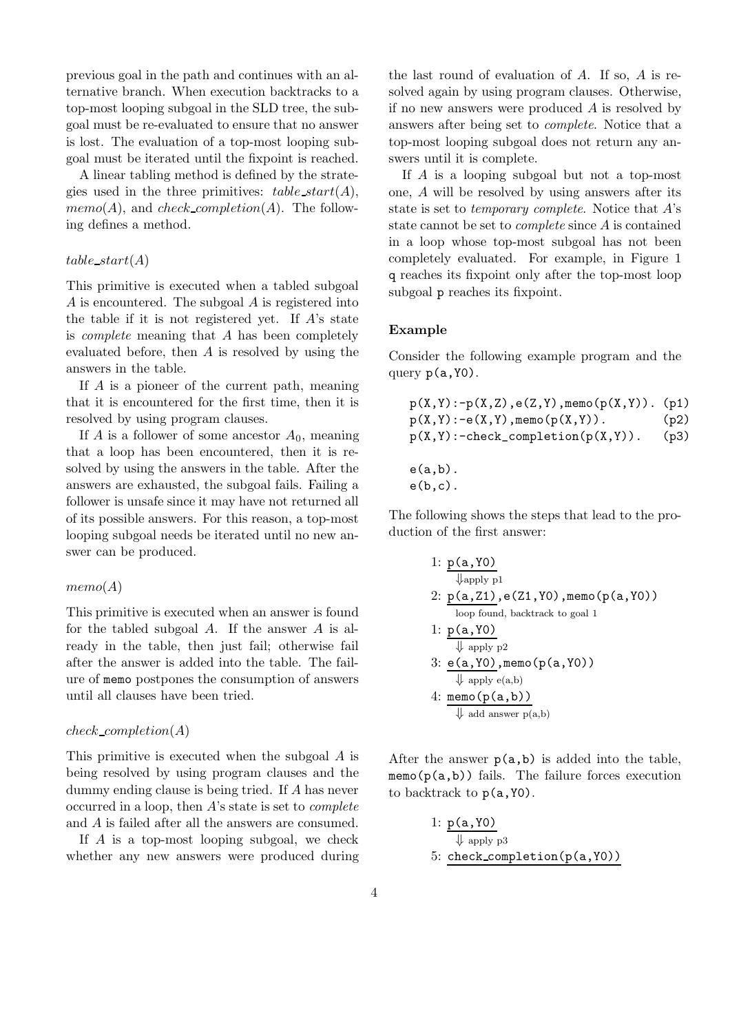previous goal in the path and continues with an alternative branch. When execution backtracks to a top-most looping subgoal in the SLD tree, the subgoal must be re-evaluated to ensure that no answer is lost. The evaluation of a top-most looping subgoal must be iterated until the fixpoint is reached.

A linear tabling method is defined by the strategies used in the three primitives: *table_start(A)*, *memo(A)*, and *check_completion(A)*. The following defines a method.

#### *table_start(A)*

This primitive is executed when a tabled subgoal $A$ is encountered. The subgoal $A$ is registered into the table if it is not registered yet. If $A$'s state is *complete* meaning that $A$ has been completely evaluated before, then $A$ is resolved by using the answers in the table.

If $A$ is a pioneer of the current path, meaning that it is encountered for the first time, then it is resolved by using program clauses.

If $A$ is a follower of some ancestor $A_0$, meaning that a loop has been encountered, then it is resolved by using the answers in the table. After the answers are exhausted, the subgoal fails. Failing a follower is unsafe since it may have not returned all of its possible answers. For this reason, a top-most looping subgoal needs be iterated until no new answer can be produced.

#### *memo(A)*

This primitive is executed when an answer is found for the tabled subgoal $A$. If the answer $A$ is already in the table, then just fail; otherwise fail after the answer is added into the table. The failure of memo postpones the consumption of answers until all clauses have been tried.

#### *check_completion(A)*

This primitive is executed when the subgoal $A$ is being resolved by using program clauses and the dummy ending clause is being tried. If $A$ has never occurred in a loop, then $A$'s state is set to *complete* and $A$ is failed after all the answers are consumed.

If $A$ is a top-most looping subgoal, we check whether any new answers were produced during the last round of evaluation of $A$. If so, $A$ is resolved again by using program clauses. Otherwise, if no new answers were produced $A$ is resolved by answers after being set to *complete*. Notice that a top-most looping subgoal does not return any answers until it is complete.

If $A$ is a looping subgoal but not a top-most one, $A$ will be resolved by using answers after its state is set to *temporary complete*. Notice that $A$'s state cannot be set to *complete* since $A$ is contained in a loop whose top-most subgoal has not been completely evaluated. For example, in Figure 1 q reaches its fixpoint only after the top-most loop subgoal p reaches its fixpoint.

#### Example

Consider the following example program and the query p(a,Y0).

```
p(X,Y):-p(X,Z),e(Z,Y),memo(p(X,Y)). (p1)
p(X,Y):-e(X,Y),memo(p(X,Y)).        (p2)
p(X,Y):-check_completion(p(X,Y)).   (p3)

e(a,b).
e(b,c).
```

The following shows the steps that lead to the production of the first answer:

```
1: p(a,Y0)
     ⇓ apply p1
2: p(a,Z1),e(Z1,Y0),memo(p(a,Y0))
     loop found, backtrack to goal 1
1: p(a,Y0)
     ⇓ apply p2
3: e(a,Y0),memo(p(a,Y0))
     ⇓ apply e(a,b)
4: memo(p(a,b))
     ⇓ add answer p(a,b)
```

After the answer p(a,b) is added into the table, memo(p(a,b)) fails. The failure forces execution to backtrack to p(a,Y0).

```
1: p(a,Y0)
     ⇓ apply p3
5: check_completion(p(a,Y0))
```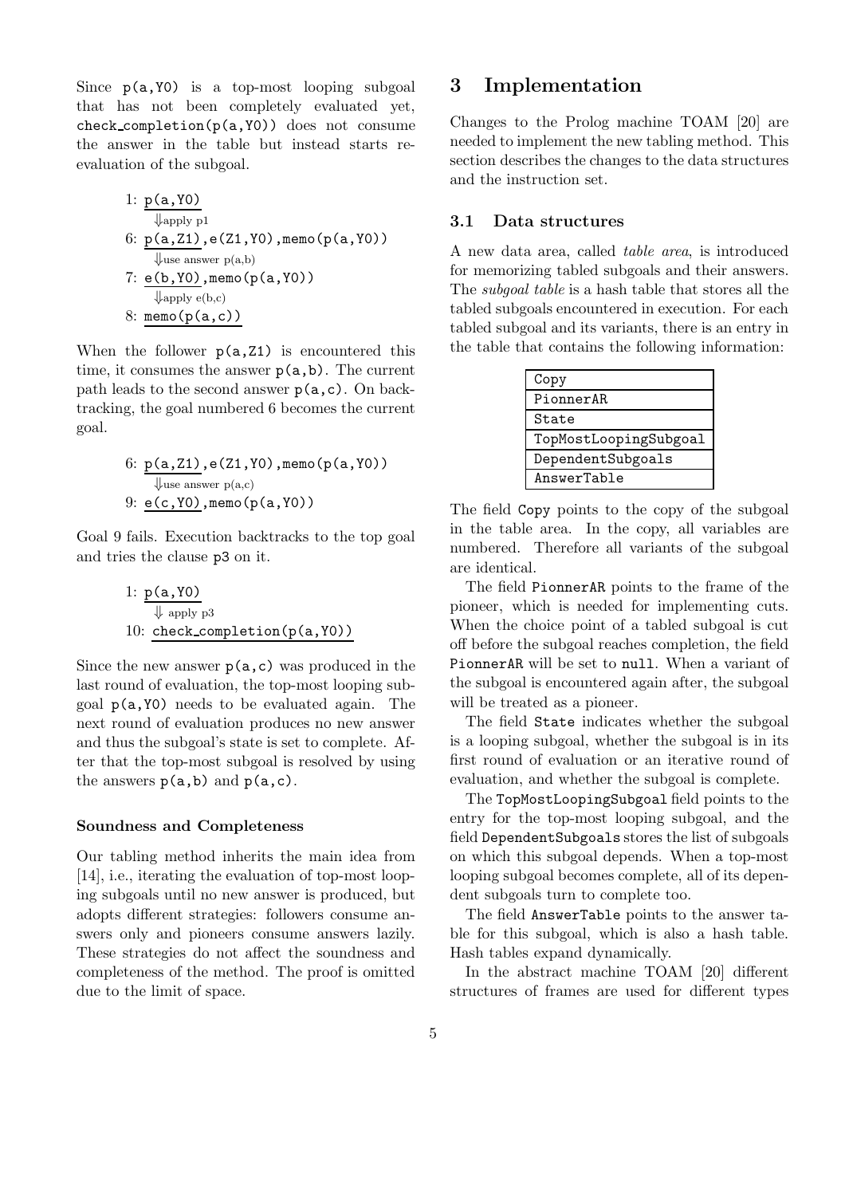Since p(a,Y0) is a top-most looping subgoal that has not been completely evaluated yet, check_completion(p(a,Y0)) does not consume the answer in the table but instead starts re-evaluation of the subgoal.

```
1: p(a,Y0)
     ⇓apply p1
6: p(a,Z1),e(Z1,Y0),memo(p(a,Y0))
     ⇓use answer p(a,b)
7: e(b,Y0),memo(p(a,Y0))
     ⇓apply e(b,c)
8: memo(p(a,c))
```

When the follower p(a,Z1) is encountered this time, it consumes the answer p(a,b). The current path leads to the second answer p(a,c). On backtracking, the goal numbered 6 becomes the current goal.

```
6: p(a,Z1),e(Z1,Y0),memo(p(a,Y0))
     ⇓use answer p(a,c)
9: e(c,Y0),memo(p(a,Y0))
```

Goal 9 fails. Execution backtracks to the top goal and tries the clause p3 on it.

```
1: p(a,Y0)
     ⇓ apply p3
10: check_completion(p(a,Y0))
```

Since the new answer p(a,c) was produced in the last round of evaluation, the top-most looping subgoal p(a,Y0) needs to be evaluated again. The next round of evaluation produces no new answer and thus the subgoal's state is set to complete. After that the top-most subgoal is resolved by using the answers p(a,b) and p(a,c).

#### Soundness and Completeness

Our tabling method inherits the main idea from [14], i.e., iterating the evaluation of top-most looping subgoals until no new answer is produced, but adopts different strategies: followers consume answers only and pioneers consume answers lazily. These strategies do not affect the soundness and completeness of the method. The proof is omitted due to the limit of space.

# 3 Implementation

Changes to the Prolog machine TOAM [20] are needed to implement the new tabling method. This section describes the changes to the data structures and the instruction set.

## 3.1 Data structures

A new data area, called *table area*, is introduced for memorizing tabled subgoals and their answers. The *subgoal table* is a hash table that stores all the tabled subgoals encountered in execution. For each tabled subgoal and its variants, there is an entry in the table that contains the following information:

| Copy |
|---|
| PionnerAR |
| State |
| TopMostLoopingSubgoal |
| DependentSubgoals |
| AnswerTable |

The field Copy points to the copy of the subgoal in the table area. In the copy, all variables are numbered. Therefore all variants of the subgoal are identical.

The field PionnerAR points to the frame of the pioneer, which is needed for implementing cuts. When the choice point of a tabled subgoal is cut off before the subgoal reaches completion, the field PionnerAR will be set to null. When a variant of the subgoal is encountered again after, the subgoal will be treated as a pioneer.

The field State indicates whether the subgoal is a looping subgoal, whether the subgoal is in its first round of evaluation or an iterative round of evaluation, and whether the subgoal is complete.

The TopMostLoopingSubgoal field points to the entry for the top-most looping subgoal, and the field DependentSubgoals stores the list of subgoals on which this subgoal depends. When a top-most looping subgoal becomes complete, all of its dependent subgoals turn to complete too.

The field AnswerTable points to the answer table for this subgoal, which is also a hash table. Hash tables expand dynamically.

In the abstract machine TOAM [20] different structures of frames are used for different types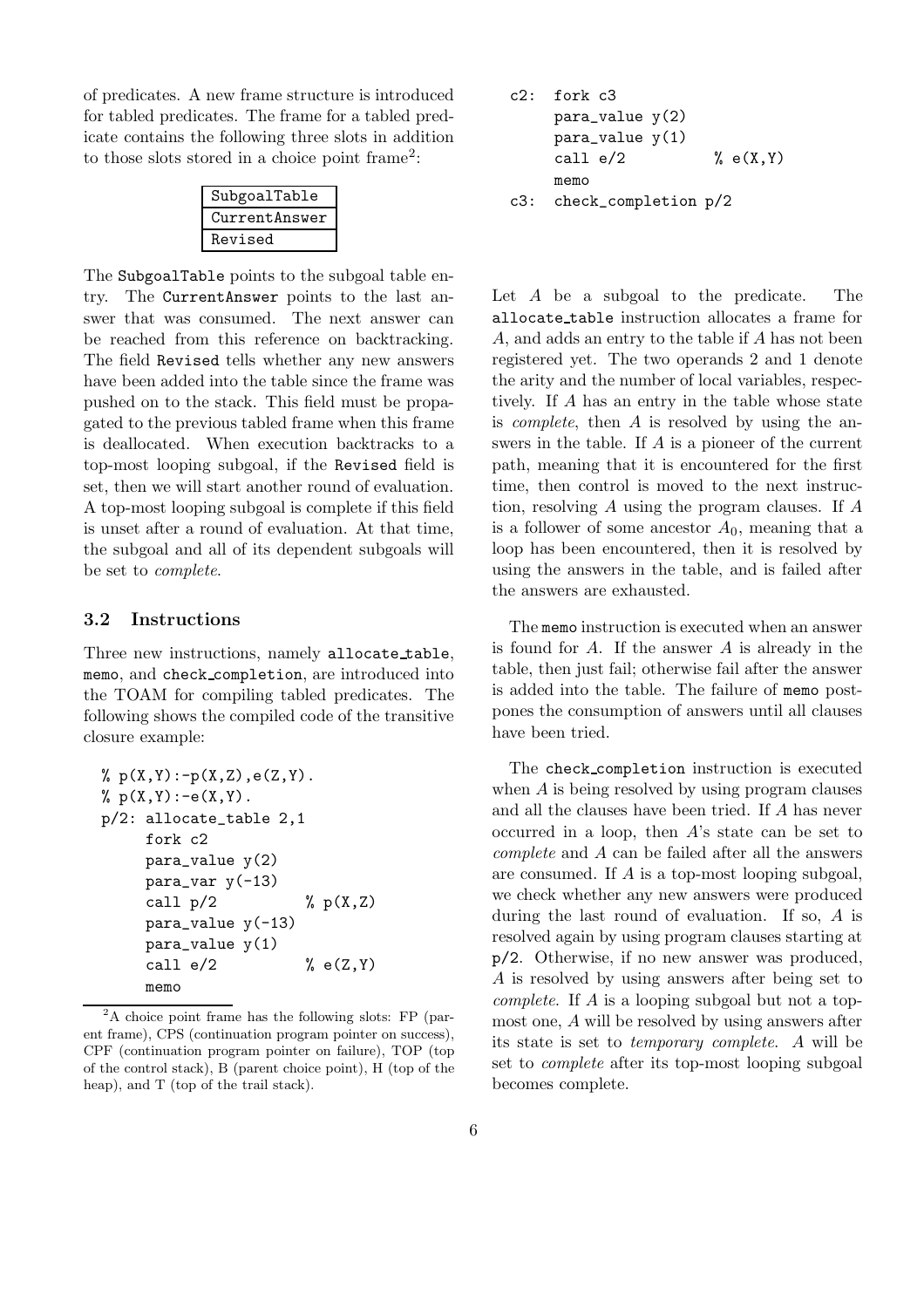of predicates. A new frame structure is introduced for tabled predicates. The frame for a tabled predicate contains the following three slots in addition to those slots stored in a choice point frame[2]:

| SubgoalTable |
| --- |
| CurrentAnswer |
| Revised |

The SubgoalTable points to the subgoal table entry. The CurrentAnswer points to the last answer that was consumed. The next answer can be reached from this reference on backtracking. The field Revised tells whether any new answers have been added into the table since the frame was pushed on to the stack. This field must be propagated to the previous tabled frame when this frame is deallocated. When execution backtracks to a top-most looping subgoal, if the Revised field is set, then we will start another round of evaluation. A top-most looping subgoal is complete if this field is unset after a round of evaluation. At that time, the subgoal and all of its dependent subgoals will be set to *complete*.

### 3.2 Instructions

Three new instructions, namely allocate_table, memo, and check_completion, are introduced into the TOAM for compiling tabled predicates. The following shows the compiled code of the transitive closure example:

```
% p(X,Y):-p(X,Z),e(Z,Y).
% p(X,Y):-e(X,Y).
p/2: allocate_table 2,1
     fork c2
     para_value y(2)
     para_var y(-13)
     call p/2          % p(X,Z)
     para_value y(-13)
     para_value y(1)
     call e/2          % e(Z,Y)
     memo
c2:  fork c3
     para_value y(2)
     para_value y(1)
     call e/2          % e(X,Y)
     memo
c3:  check_completion p/2
```

Let $A$ be a subgoal to the predicate. The allocate_table instruction allocates a frame for $A$, and adds an entry to the table if $A$ has not been registered yet. The two operands 2 and 1 denote the arity and the number of local variables, respectively. If $A$ has an entry in the table whose state is *complete*, then $A$ is resolved by using the answers in the table. If $A$ is a pioneer of the current path, meaning that it is encountered for the first time, then control is moved to the next instruction, resolving $A$ using the program clauses. If $A$ is a follower of some ancestor $A_0$, meaning that a loop has been encountered, then it is resolved by using the answers in the table, and is failed after the answers are exhausted.

The memo instruction is executed when an answer is found for $A$. If the answer $A$ is already in the table, then just fail; otherwise fail after the answer is added into the table. The failure of memo postpones the consumption of answers until all clauses have been tried.

The check_completion instruction is executed when $A$ is being resolved by using program clauses and all the clauses have been tried. If $A$ has never occurred in a loop, then $A$'s state can be set to *complete* and $A$ can be failed after all the answers are consumed. If $A$ is a top-most looping subgoal, we check whether any new answers were produced during the last round of evaluation. If so, $A$ is resolved again by using program clauses starting at p/2. Otherwise, if no new answer was produced, $A$ is resolved by using answers after being set to *complete*. If $A$ is a looping subgoal but not a top-most one, $A$ will be resolved by using answers after its state is set to *temporary complete*. $A$ will be set to *complete* after its top-most looping subgoal becomes complete.

[2] A choice point frame has the following slots: FP (parent frame), CPS (continuation program pointer on success), CPF (continuation program pointer on failure), TOP (top of the control stack), B (parent choice point), H (top of the heap), and T (top of the trail stack).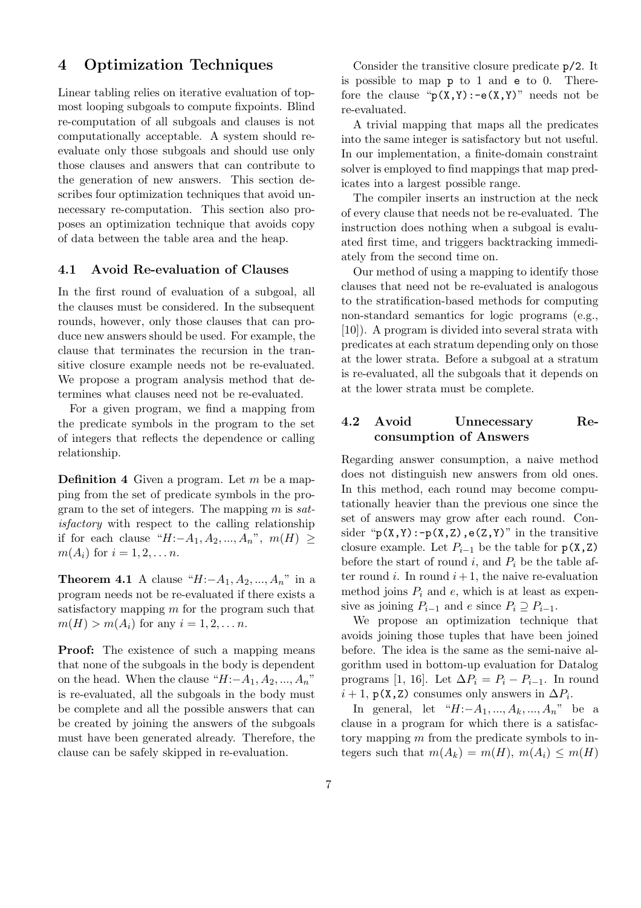## 4 Optimization Techniques

Linear tabling relies on iterative evaluation of top-most looping subgoals to compute fixpoints. Blind re-computation of all subgoals and clauses is not computationally acceptable. A system should re-evaluate only those subgoals and should use only those clauses and answers that can contribute to the generation of new answers. This section describes four optimization techniques that avoid unnecessary re-computation. This section also proposes an optimization technique that avoids copy of data between the table area and the heap.

### 4.1 Avoid Re-evaluation of Clauses

In the first round of evaluation of a subgoal, all the clauses must be considered. In the subsequent rounds, however, only those clauses that can produce new answers should be used. For example, the clause that terminates the recursion in the transitive closure example needs not be re-evaluated. We propose a program analysis method that determines what clauses need not be re-evaluated.

For a given program, we find a mapping from the predicate symbols in the program to the set of integers that reflects the dependence or calling relationship.

**Definition 4** Given a program. Let $m$ be a mapping from the set of predicate symbols in the program to the set of integers. The mapping $m$ is *satisfactory* with respect to the calling relationship if for each clause "$H{:-}A_1, A_2, ..., A_n$", $m(H) \geq m(A_i)$ for $i = 1, 2, \ldots n$.

**Theorem 4.1** A clause "$H{:-}A_1, A_2, ..., A_n$" in a program needs not be re-evaluated if there exists a satisfactory mapping $m$ for the program such that $m(H) > m(A_i)$ for any $i = 1, 2, \ldots n$.

**Proof:** The existence of such a mapping means that none of the subgoals in the body is dependent on the head. When the clause "$H{:-}A_1, A_2, ..., A_n$" is re-evaluated, all the subgoals in the body must be complete and all the possible answers that can be created by joining the answers of the subgoals must have been generated already. Therefore, the clause can be safely skipped in re-evaluation.

Consider the transitive closure predicate `p/2`. It is possible to map `p` to 1 and `e` to 0. Therefore the clause "`p(X,Y):-e(X,Y)`" needs not be re-evaluated.

A trivial mapping that maps all the predicates into the same integer is satisfactory but not useful. In our implementation, a finite-domain constraint solver is employed to find mappings that map predicates into a largest possible range.

The compiler inserts an instruction at the neck of every clause that needs not be re-evaluated. The instruction does nothing when a subgoal is evaluated first time, and triggers backtracking immediately from the second time on.

Our method of using a mapping to identify those clauses that need not be re-evaluated is analogous to the stratification-based methods for computing non-standard semantics for logic programs (e.g., [10]). A program is divided into several strata with predicates at each stratum depending only on those at the lower strata. Before a subgoal at a stratum is re-evaluated, all the subgoals that it depends on at the lower strata must be complete.

### 4.2 Avoid Unnecessary Re-consumption of Answers

Regarding answer consumption, a naive method does not distinguish new answers from old ones. In this method, each round may become computationally heavier than the previous one since the set of answers may grow after each round. Consider "`p(X,Y):-p(X,Z),e(Z,Y)`" in the transitive closure example. Let $P_{i-1}$ be the table for `p(X,Z)` before the start of round $i$, and $P_i$ be the table after round $i$. In round $i+1$, the naive re-evaluation method joins $P_i$ and $e$, which is at least as expensive as joining $P_{i-1}$ and $e$ since $P_i \supseteq P_{i-1}$.

We propose an optimization technique that avoids joining those tuples that have been joined before. The idea is the same as the semi-naive algorithm used in bottom-up evaluation for Datalog programs [1, 16]. Let $\Delta P_i = P_i - P_{i-1}$. In round $i+1$, `p(X,Z)` consumes only answers in $\Delta P_i$.

In general, let "$H{:-}A_1, ..., A_k, ..., A_n$" be a clause in a program for which there is a satisfactory mapping $m$ from the predicate symbols to integers such that $m(A_k) = m(H)$, $m(A_i) \leq m(H)$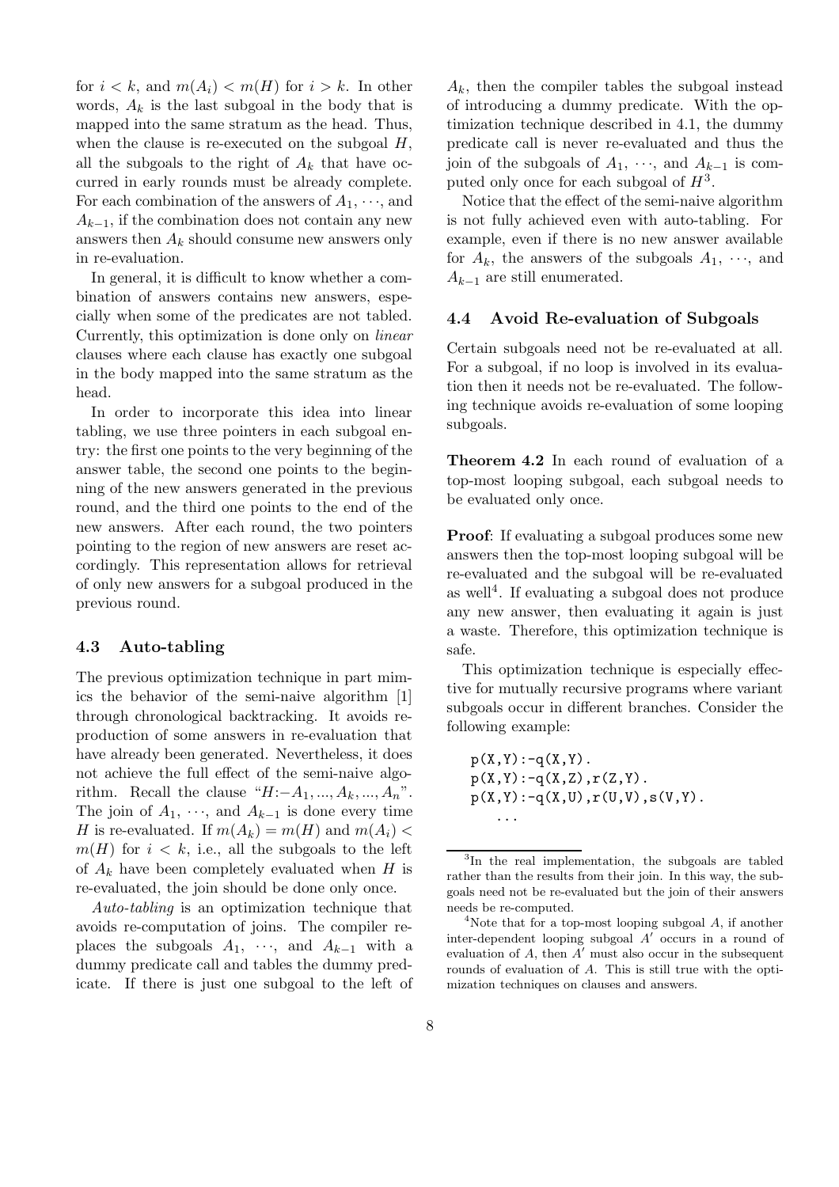for $i < k$, and $m(A_i) < m(H)$ for $i > k$. In other words, $A_k$ is the last subgoal in the body that is mapped into the same stratum as the head. Thus, when the clause is re-executed on the subgoal $H$, all the subgoals to the right of $A_k$ that have occurred in early rounds must be already complete. For each combination of the answers of $A_1, \cdots$, and $A_{k-1}$, if the combination does not contain any new answers then $A_k$ should consume new answers only in re-evaluation.

In general, it is difficult to know whether a combination of answers contains new answers, especially when some of the predicates are not tabled. Currently, this optimization is done only on *linear* clauses where each clause has exactly one subgoal in the body mapped into the same stratum as the head.

In order to incorporate this idea into linear tabling, we use three pointers in each subgoal entry: the first one points to the very beginning of the answer table, the second one points to the beginning of the new answers generated in the previous round, and the third one points to the end of the new answers. After each round, the two pointers pointing to the region of new answers are reset accordingly. This representation allows for retrieval of only new answers for a subgoal produced in the previous round.

### 4.3 Auto-tabling

The previous optimization technique in part mimics the behavior of the semi-naive algorithm [1] through chronological backtracking. It avoids reproduction of some answers in re-evaluation that have already been generated. Nevertheless, it does not achieve the full effect of the semi-naive algorithm. Recall the clause "$H$:$-A_1, ..., A_k, ..., A_n$". The join of $A_1, \cdots$, and $A_{k-1}$ is done every time $H$ is re-evaluated. If $m(A_k) = m(H)$ and $m(A_i) < m(H)$ for $i < k$, i.e., all the subgoals to the left of $A_k$ have been completely evaluated when $H$ is re-evaluated, the join should be done only once.

*Auto-tabling* is an optimization technique that avoids re-computation of joins. The compiler replaces the subgoals $A_1, \cdots$, and $A_{k-1}$ with a dummy predicate call and tables the dummy predicate. If there is just one subgoal to the left of $A_k$, then the compiler tables the subgoal instead of introducing a dummy predicate. With the optimization technique described in 4.1, the dummy predicate call is never re-evaluated and thus the join of the subgoals of $A_1, \cdots$, and $A_{k-1}$ is computed only once for each subgoal of $H$[3].

Notice that the effect of the semi-naive algorithm is not fully achieved even with auto-tabling. For example, even if there is no new answer available for $A_k$, the answers of the subgoals $A_1, \cdots$, and $A_{k-1}$ are still enumerated.

### 4.4 Avoid Re-evaluation of Subgoals

Certain subgoals need not be re-evaluated at all. For a subgoal, if no loop is involved in its evaluation then it needs not be re-evaluated. The following technique avoids re-evaluation of some looping subgoals.

**Theorem 4.2** In each round of evaluation of a top-most looping subgoal, each subgoal needs to be evaluated only once.

**Proof**: If evaluating a subgoal produces some new answers then the top-most looping subgoal will be re-evaluated and the subgoal will be re-evaluated as well[4]. If evaluating a subgoal does not produce any new answer, then evaluating it again is just a waste. Therefore, this optimization technique is safe.

This optimization technique is especially effective for mutually recursive programs where variant subgoals occur in different branches. Consider the following example:

```
p(X,Y):-q(X,Y).
p(X,Y):-q(X,Z),r(Z,Y).
p(X,Y):-q(X,U),r(U,V),s(V,Y).
    ...
```

[3] In the real implementation, the subgoals are tabled rather than the results from their join. In this way, the subgoals need not be re-evaluated but the join of their answers needs be re-computed.

[4] Note that for a top-most looping subgoal $A$, if another inter-dependent looping subgoal $A'$ occurs in a round of evaluation of $A$, then $A'$ must also occur in the subsequent rounds of evaluation of $A$. This is still true with the optimization techniques on clauses and answers.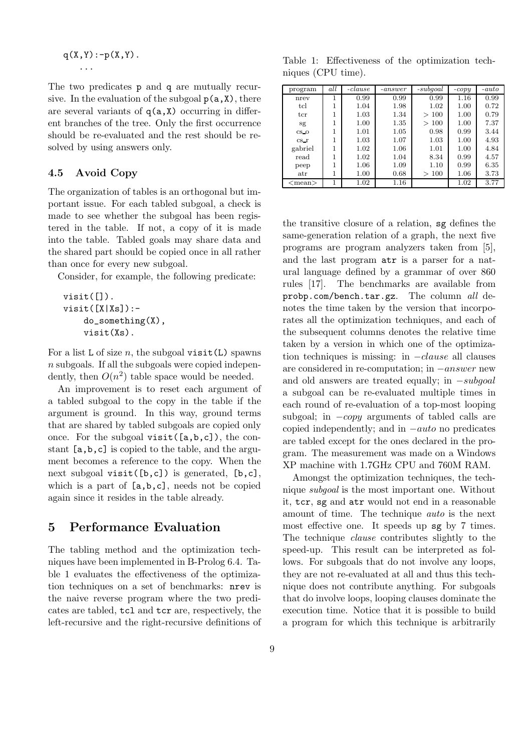```
q(X,Y):-p(X,Y).
    ...
```

The two predicates p and q are mutually recursive. In the evaluation of the subgoal p(a,X), there are several variants of q(a,X) occurring in different branches of the tree. Only the first occurrence should be re-evaluated and the rest should be resolved by using answers only.

### 4.5 Avoid Copy

The organization of tables is an orthogonal but important issue. For each tabled subgoal, a check is made to see whether the subgoal has been registered in the table. If not, a copy of it is made into the table. Tabled goals may share data and the shared part should be copied once in all rather than once for every new subgoal.

Consider, for example, the following predicate:

```
visit([]).
visit([X|Xs]):-
    do_something(X),
    visit(Xs).
```

For a list L of size $n$, the subgoal visit(L) spawns $n$ subgoals. If all the subgoals were copied independently, then $O(n^2)$ table space would be needed.

An improvement is to reset each argument of a tabled subgoal to the copy in the table if the argument is ground. In this way, ground terms that are shared by tabled subgoals are copied only once. For the subgoal visit([a,b,c]), the constant [a,b,c] is copied to the table, and the argument becomes a reference to the copy. When the next subgoal visit([b,c]) is generated, [b,c], which is a part of [a,b,c], needs not be copied again since it resides in the table already.

## 5 Performance Evaluation

The tabling method and the optimization techniques have been implemented in B-Prolog 6.4. Table 1 evaluates the effectiveness of the optimization techniques on a set of benchmarks: nrev is the naive reverse program where the two predicates are tabled, tcl and tcr are, respectively, the left-recursive and the right-recursive definitions of the transitive closure of a relation, sg defines the same-generation relation of a graph, the next five programs are program analyzers taken from [5], and the last program atr is a parser for a natural language defined by a grammar of over 860 rules [17]. The benchmarks are available from probp.com/bench.tar.gz. The column *all* denotes the time taken by the version that incorporates all the optimization techniques, and each of the subsequent columns denotes the relative time taken by a version in which one of the optimization techniques is missing: in $-$*clause* all clauses are considered in re-computation; in $-$*answer* new and old answers are treated equally; in $-$*subgoal* a subgoal can be re-evaluated multiple times in each round of re-evaluation of a top-most looping subgoal; in $-$*copy* arguments of tabled calls are copied independently; and in $-$*auto* no predicates are tabled except for the ones declared in the program. The measurement was made on a Windows XP machine with 1.7GHz CPU and 760M RAM.

Table 1: Effectiveness of the optimization techniques (CPU time).

| program | *all* | *-clause* | *-answer* | *-subgoal* | *-copy* | *-auto* |
|---|---|---|---|---|---|---|
| nrev | 1 | 0.99 | 0.99 | 0.99 | 1.16 | 0.99 |
| tcl | 1 | 1.04 | 1.98 | 1.02 | 1.00 | 0.72 |
| tcr | 1 | 1.03 | 1.34 | $> 100$ | 1.00 | 0.79 |
| sg | 1 | 1.00 | 1.35 | $> 100$ | 1.00 | 7.37 |
| cs_o | 1 | 1.01 | 1.05 | 0.98 | 0.99 | 3.44 |
| cs_r | 1 | 1.03 | 1.07 | 1.03 | 1.00 | 4.93 |
| gabriel | 1 | 1.02 | 1.06 | 1.01 | 1.00 | 4.84 |
| read | 1 | 1.02 | 1.04 | 8.34 | 0.99 | 4.57 |
| peep | 1 | 1.06 | 1.09 | 1.10 | 0.99 | 6.35 |
| atr | 1 | 1.00 | 0.68 | $> 100$ | 1.06 | 3.73 |
| <mean> | 1 | 1.02 | 1.16 | | 1.02 | 3.77 |

Amongst the optimization techniques, the technique *subgoal* is the most important one. Without it, tcr, sg and atr would not end in a reasonable amount of time. The technique *auto* is the next most effective one. It speeds up sg by 7 times. The technique *clause* contributes slightly to the speed-up. This result can be interpreted as follows. For subgoals that do not involve any loops, they are not re-evaluated at all and thus this technique does not contribute anything. For subgoals that do involve loops, looping clauses dominate the execution time. Notice that it is possible to build a program for which this technique is arbitrarily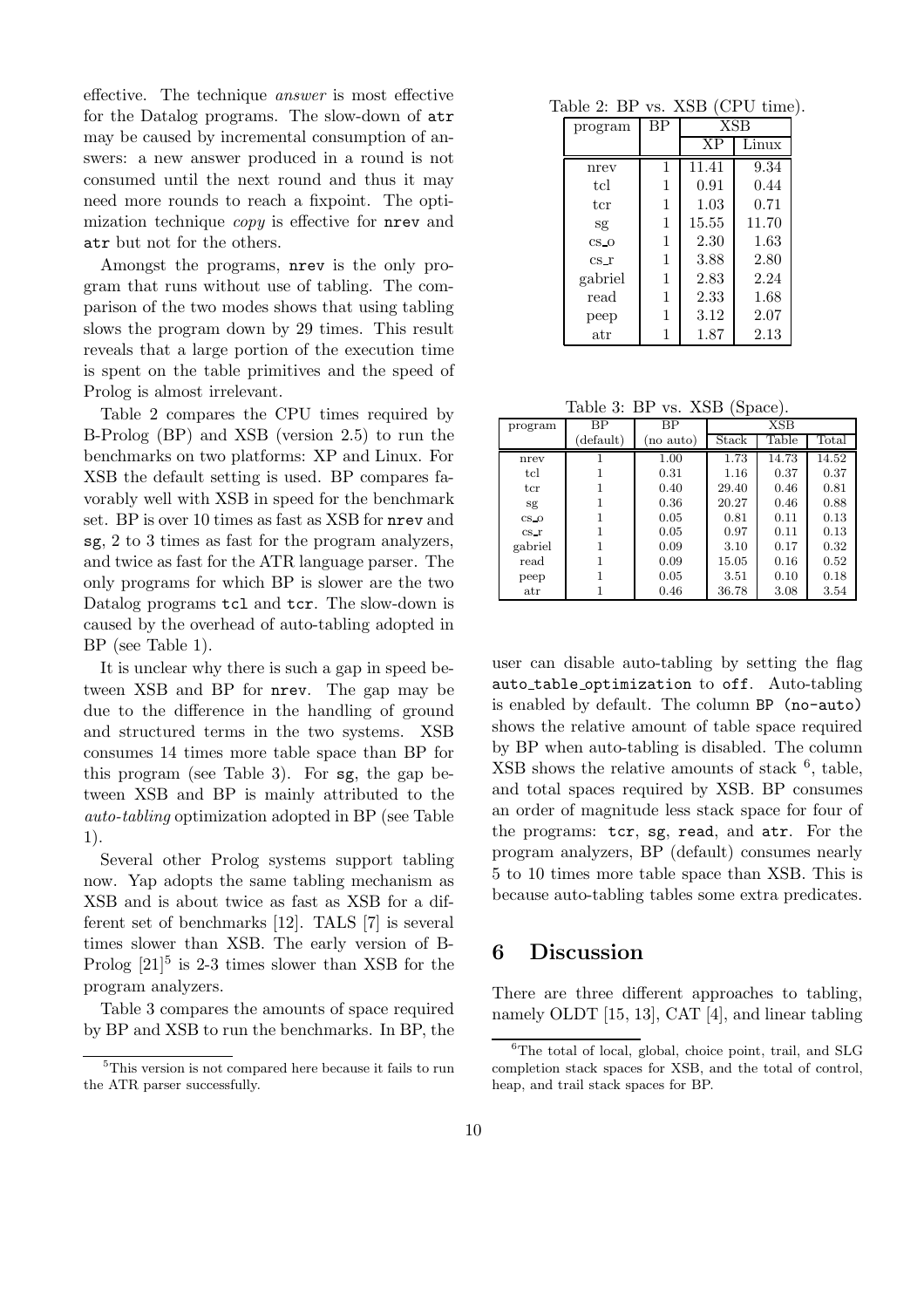effective. The technique *answer* is most effective for the Datalog programs. The slow-down of atr may be caused by incremental consumption of answers: a new answer produced in a round is not consumed until the next round and thus it may need more rounds to reach a fixpoint. The optimization technique *copy* is effective for nrev and atr but not for the others.

Amongst the programs, nrev is the only program that runs without use of tabling. The comparison of the two modes shows that using tabling slows the program down by 29 times. This result reveals that a large portion of the execution time is spent on the table primitives and the speed of Prolog is almost irrelevant.

Table 2 compares the CPU times required by B-Prolog (BP) and XSB (version 2.5) to run the benchmarks on two platforms: XP and Linux. For XSB the default setting is used. BP compares favorably well with XSB in speed for the benchmark set. BP is over 10 times as fast as XSB for nrev and sg, 2 to 3 times as fast for the program analyzers, and twice as fast for the ATR language parser. The only programs for which BP is slower are the two Datalog programs tcl and tcr. The slow-down is caused by the overhead of auto-tabling adopted in BP (see Table 1).

It is unclear why there is such a gap in speed between XSB and BP for nrev. The gap may be due to the difference in the handling of ground and structured terms in the two systems. XSB consumes 14 times more table space than BP for this program (see Table 3). For sg, the gap between XSB and BP is mainly attributed to the *auto-tabling* optimization adopted in BP (see Table 1).

Several other Prolog systems support tabling now. Yap adopts the same tabling mechanism as XSB and is about twice as fast as XSB for a different set of benchmarks [12]. TALS [7] is several times slower than XSB. The early version of B-Prolog [21][5] is 2-3 times slower than XSB for the program analyzers.

Table 3 compares the amounts of space required by BP and XSB to run the benchmarks. In BP, the user can disable auto-tabling by setting the flag auto_table_optimization to off. Auto-tabling is enabled by default. The column BP (no-auto) shows the relative amount of table space required by BP when auto-tabling is disabled. The column XSB shows the relative amounts of stack [6], table, and total spaces required by XSB. BP consumes an order of magnitude less stack space for four of the programs: tcr, sg, read, and atr. For the program analyzers, BP (default) consumes nearly 5 to 10 times more table space than XSB. This is because auto-tabling tables some extra predicates.

Table 2: BP vs. XSB (CPU time).

| program | BP | XSB | |
|---|---|---|---|
| | | XP | Linux |
| nrev | 1 | 11.41 | 9.34 |
| tcl | 1 | 0.91 | 0.44 |
| tcr | 1 | 1.03 | 0.71 |
| sg | 1 | 15.55 | 11.70 |
| cs_o | 1 | 2.30 | 1.63 |
| cs_r | 1 | 3.88 | 2.80 |
| gabriel | 1 | 2.83 | 2.24 |
| read | 1 | 2.33 | 1.68 |
| peep | 1 | 3.12 | 2.07 |
| atr | 1 | 1.87 | 2.13 |

Table 3: BP vs. XSB (Space).

| program | BP | BP | XSB | | |
|---|---|---|---|---|---|
| | (default) | (no auto) | Stack | Table | Total |
| nrev | 1 | 1.00 | 1.73 | 14.73 | 14.52 |
| tcl | 1 | 0.31 | 1.16 | 0.37 | 0.37 |
| tcr | 1 | 0.40 | 29.40 | 0.46 | 0.81 |
| sg | 1 | 0.36 | 20.27 | 0.46 | 0.88 |
| cs_o | 1 | 0.05 | 0.81 | 0.11 | 0.13 |
| cs_r | 1 | 0.05 | 0.97 | 0.11 | 0.13 |
| gabriel | 1 | 0.09 | 3.10 | 0.17 | 0.32 |
| read | 1 | 0.09 | 15.05 | 0.16 | 0.52 |
| peep | 1 | 0.05 | 3.51 | 0.10 | 0.18 |
| atr | 1 | 0.46 | 36.78 | 3.08 | 3.54 |

## 6 Discussion

There are three different approaches to tabling, namely OLDT [15, 13], CAT [4], and linear tabling

[5] This version is not compared here because it fails to run the ATR parser successfully.

[6] The total of local, global, choice point, trail, and SLG completion stack spaces for XSB, and the total of control, heap, and trail stack spaces for BP.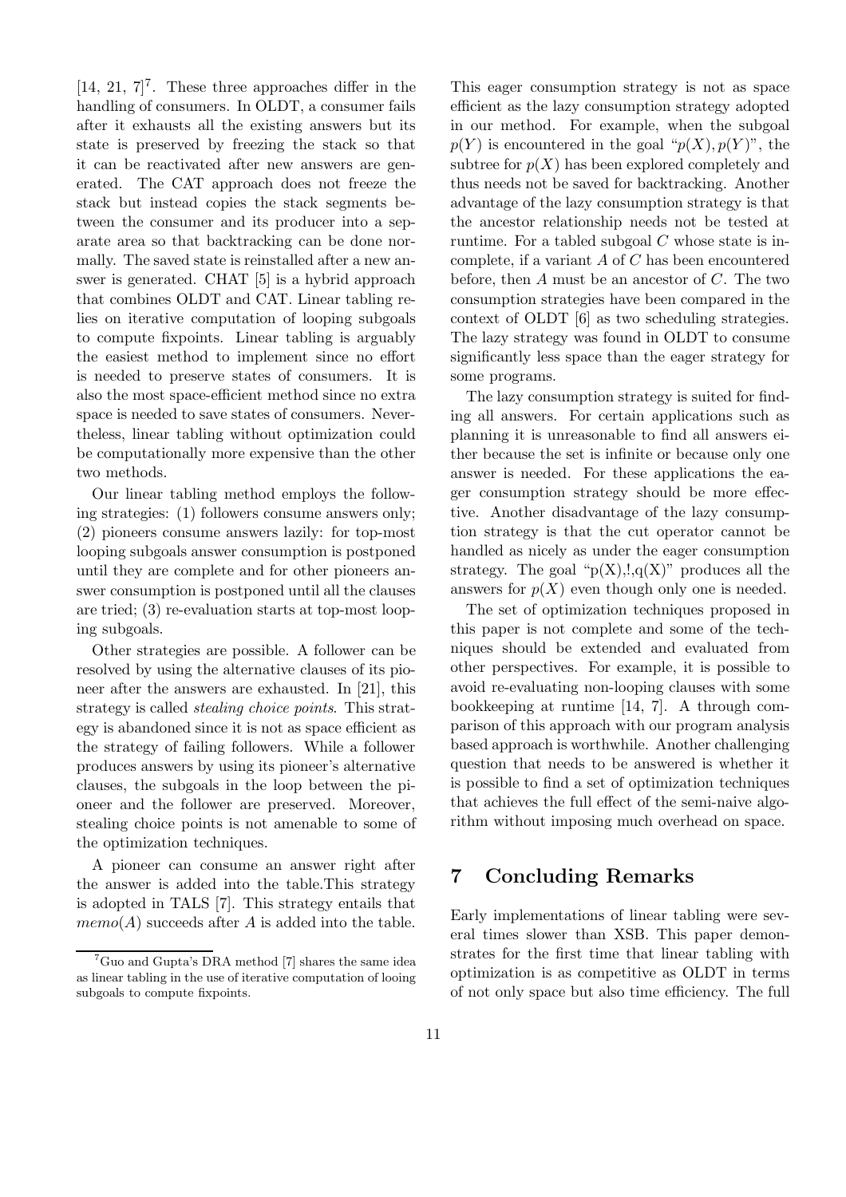[14, 21, 7][7]. These three approaches differ in the handling of consumers. In OLDT, a consumer fails after it exhausts all the existing answers but its state is preserved by freezing the stack so that it can be reactivated after new answers are generated. The CAT approach does not freeze the stack but instead copies the stack segments between the consumer and its producer into a separate area so that backtracking can be done normally. The saved state is reinstalled after a new answer is generated. CHAT [5] is a hybrid approach that combines OLDT and CAT. Linear tabling relies on iterative computation of looping subgoals to compute fixpoints. Linear tabling is arguably the easiest method to implement since no effort is needed to preserve states of consumers. It is also the most space-efficient method since no extra space is needed to save states of consumers. Nevertheless, linear tabling without optimization could be computationally more expensive than the other two methods.

Our linear tabling method employs the following strategies: (1) followers consume answers only; (2) pioneers consume answers lazily: for top-most looping subgoals answer consumption is postponed until they are complete and for other pioneers answer consumption is postponed until all the clauses are tried; (3) re-evaluation starts at top-most looping subgoals.

Other strategies are possible. A follower can be resolved by using the alternative clauses of its pioneer after the answers are exhausted. In [21], this strategy is called *stealing choice points*. This strategy is abandoned since it is not as space efficient as the strategy of failing followers. While a follower produces answers by using its pioneer's alternative clauses, the subgoals in the loop between the pioneer and the follower are preserved. Moreover, stealing choice points is not amenable to some of the optimization techniques.

A pioneer can consume an answer right after the answer is added into the table.This strategy is adopted in TALS [7]. This strategy entails that $memo(A)$ succeeds after $A$ is added into the table. This eager consumption strategy is not as space efficient as the lazy consumption strategy adopted in our method. For example, when the subgoal $p(Y)$ is encountered in the goal "$p(X), p(Y)$", the subtree for $p(X)$ has been explored completely and thus needs not be saved for backtracking. Another advantage of the lazy consumption strategy is that the ancestor relationship needs not be tested at runtime. For a tabled subgoal $C$ whose state is incomplete, if a variant $A$ of $C$ has been encountered before, then $A$ must be an ancestor of $C$. The two consumption strategies have been compared in the context of OLDT [6] as two scheduling strategies. The lazy strategy was found in OLDT to consume significantly less space than the eager strategy for some programs.

The lazy consumption strategy is suited for finding all answers. For certain applications such as planning it is unreasonable to find all answers either because the set is infinite or because only one answer is needed. For these applications the eager consumption strategy should be more effective. Another disadvantage of the lazy consumption strategy is that the cut operator cannot be handled as nicely as under the eager consumption strategy. The goal "p(X),!,q(X)" produces all the answers for $p(X)$ even though only one is needed.

The set of optimization techniques proposed in this paper is not complete and some of the techniques should be extended and evaluated from other perspectives. For example, it is possible to avoid re-evaluating non-looping clauses with some bookkeeping at runtime [14, 7]. A through comparison of this approach with our program analysis based approach is worthwhile. Another challenging question that needs to be answered is whether it is possible to find a set of optimization techniques that achieves the full effect of the semi-naive algorithm without imposing much overhead on space.

## 7 Concluding Remarks

Early implementations of linear tabling were several times slower than XSB. This paper demonstrates for the first time that linear tabling with optimization is as competitive as OLDT in terms of not only space but also time efficiency. The full

[7] Guo and Gupta's DRA method [7] shares the same idea as linear tabling in the use of iterative computation of looing subgoals to compute fixpoints.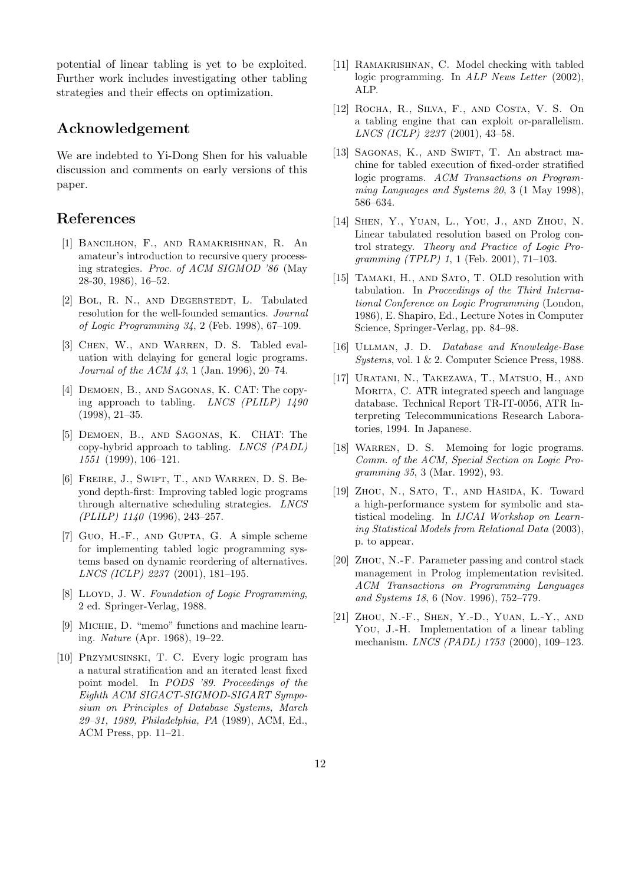potential of linear tabling is yet to be exploited. Further work includes investigating other tabling strategies and their effects on optimization.

## Acknowledgement

We are indebted to Yi-Dong Shen for his valuable discussion and comments on early versions of this paper.

## References

[1] Bancilhon, F., and Ramakrishnan, R. An amateur's introduction to recursive query processing strategies. *Proc. of ACM SIGMOD '86* (May 28-30, 1986), 16–52.

[2] Bol, R. N., and Degerstedt, L. Tabulated resolution for the well-founded semantics. *Journal of Logic Programming 34*, 2 (Feb. 1998), 67–109.

[3] Chen, W., and Warren, D. S. Tabled evaluation with delaying for general logic programs. *Journal of the ACM 43*, 1 (Jan. 1996), 20–74.

[4] Demoen, B., and Sagonas, K. CAT: The copying approach to tabling. *LNCS (PLILP) 1490* (1998), 21–35.

[5] Demoen, B., and Sagonas, K. CHAT: The copy-hybrid approach to tabling. *LNCS (PADL) 1551* (1999), 106–121.

[6] Freire, J., Swift, T., and Warren, D. S. Beyond depth-first: Improving tabled logic programs through alternative scheduling strategies. *LNCS (PLILP) 1140* (1996), 243–257.

[7] Guo, H.-F., and Gupta, G. A simple scheme for implementing tabled logic programming systems based on dynamic reordering of alternatives. *LNCS (ICLP) 2237* (2001), 181–195.

[8] Lloyd, J. W. *Foundation of Logic Programming*, 2 ed. Springer-Verlag, 1988.

[9] Michie, D. "memo" functions and machine learning. *Nature* (Apr. 1968), 19–22.

[10] Przymusinski, T. C. Every logic program has a natural stratification and an iterated least fixed point model. In *PODS '89. Proceedings of the Eighth ACM SIGACT-SIGMOD-SIGART Symposium on Principles of Database Systems, March 29–31, 1989, Philadelphia, PA* (1989), ACM, Ed., ACM Press, pp. 11–21.

[11] Ramakrishnan, C. Model checking with tabled logic programming. In *ALP News Letter* (2002), ALP.

[12] Rocha, R., Silva, F., and Costa, V. S. On a tabling engine that can exploit or-parallelism. *LNCS (ICLP) 2237* (2001), 43–58.

[13] Sagonas, K., and Swift, T. An abstract machine for tabled execution of fixed-order stratified logic programs. *ACM Transactions on Programming Languages and Systems 20*, 3 (1 May 1998), 586–634.

[14] Shen, Y., Yuan, L., You, J., and Zhou, N. Linear tabulated resolution based on Prolog control strategy. *Theory and Practice of Logic Programming (TPLP) 1*, 1 (Feb. 2001), 71–103.

[15] Tamaki, H., and Sato, T. OLD resolution with tabulation. In *Proceedings of the Third International Conference on Logic Programming* (London, 1986), E. Shapiro, Ed., Lecture Notes in Computer Science, Springer-Verlag, pp. 84–98.

[16] Ullman, J. D. *Database and Knowledge-Base Systems*, vol. 1 & 2. Computer Science Press, 1988.

[17] Uratani, N., Takezawa, T., Matsuo, H., and Morita, C. ATR integrated speech and language database. Technical Report TR-IT-0056, ATR Interpreting Telecommunications Research Laboratories, 1994. In Japanese.

[18] Warren, D. S. Memoing for logic programs. *Comm. of the ACM, Special Section on Logic Programming 35*, 3 (Mar. 1992), 93.

[19] Zhou, N., Sato, T., and Hasida, K. Toward a high-performance system for symbolic and statistical modeling. In *IJCAI Workshop on Learning Statistical Models from Relational Data* (2003), p. to appear.

[20] Zhou, N.-F. Parameter passing and control stack management in Prolog implementation revisited. *ACM Transactions on Programming Languages and Systems 18*, 6 (Nov. 1996), 752–779.

[21] Zhou, N.-F., Shen, Y.-D., Yuan, L.-Y., and You, J.-H. Implementation of a linear tabling mechanism. *LNCS (PADL) 1753* (2000), 109–123.